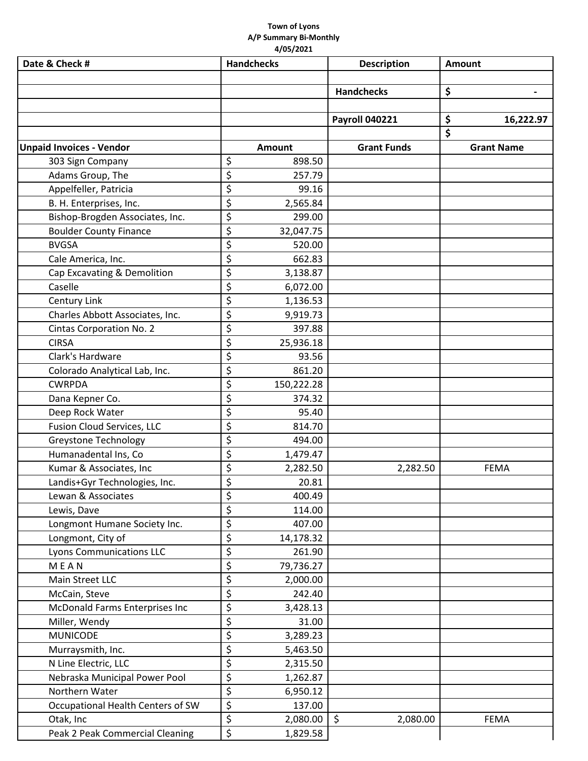**Town of Lyons**
**A/P Summary Bi-Monthly**
**4/05/2021**

| Date & Check # | Handchecks | Description | Amount |
|---|---|---|---|
| | | | |
| | | **Handchecks** | **$ -** |
| | | | |
| | | **Payroll 040221** | **$ 16,222.97** |
| | | | **$** |
| **Unpaid Invoices - Vendor** | **Amount** | **Grant Funds** | **Grant Name** |
| 303 Sign Company | $ 898.50 | | |
| Adams Group, The | $ 257.79 | | |
| Appelfeller, Patricia | $ 99.16 | | |
| B. H. Enterprises, Inc. | $ 2,565.84 | | |
| Bishop-Brogden Associates, Inc. | $ 299.00 | | |
| Boulder County Finance | $ 32,047.75 | | |
| BVGSA | $ 520.00 | | |
| Cale America, Inc. | $ 662.83 | | |
| Cap Excavating & Demolition | $ 3,138.87 | | |
| Caselle | $ 6,072.00 | | |
| Century Link | $ 1,136.53 | | |
| Charles Abbott Associates, Inc. | $ 9,919.73 | | |
| Cintas Corporation No. 2 | $ 397.88 | | |
| CIRSA | $ 25,936.18 | | |
| Clark's Hardware | $ 93.56 | | |
| Colorado Analytical Lab, Inc. | $ 861.20 | | |
| CWRPDA | $ 150,222.28 | | |
| Dana Kepner Co. | $ 374.32 | | |
| Deep Rock Water | $ 95.40 | | |
| Fusion Cloud Services, LLC | $ 814.70 | | |
| Greystone Technology | $ 494.00 | | |
| Humanadental Ins, Co | $ 1,479.47 | | |
| Kumar & Associates, Inc | $ 2,282.50 | 2,282.50 | FEMA |
| Landis+Gyr Technologies, Inc. | $ 20.81 | | |
| Lewan & Associates | $ 400.49 | | |
| Lewis, Dave | $ 114.00 | | |
| Longmont Humane Society Inc. | $ 407.00 | | |
| Longmont, City of | $ 14,178.32 | | |
| Lyons Communications LLC | $ 261.90 | | |
| M E A N | $ 79,736.27 | | |
| Main Street LLC | $ 2,000.00 | | |
| McCain, Steve | $ 242.40 | | |
| McDonald Farms Enterprises Inc | $ 3,428.13 | | |
| Miller, Wendy | $ 31.00 | | |
| MUNICODE | $ 3,289.23 | | |
| Murraysmith, Inc. | $ 5,463.50 | | |
| N Line Electric, LLC | $ 2,315.50 | | |
| Nebraska Municipal Power Pool | $ 1,262.87 | | |
| Northern Water | $ 6,950.12 | | |
| Occupational Health Centers of SW | $ 137.00 | | |
| Otak, Inc | $ 2,080.00 | $ 2,080.00 | FEMA |
| Peak 2 Peak Commercial Cleaning | $ 1,829.58 | | |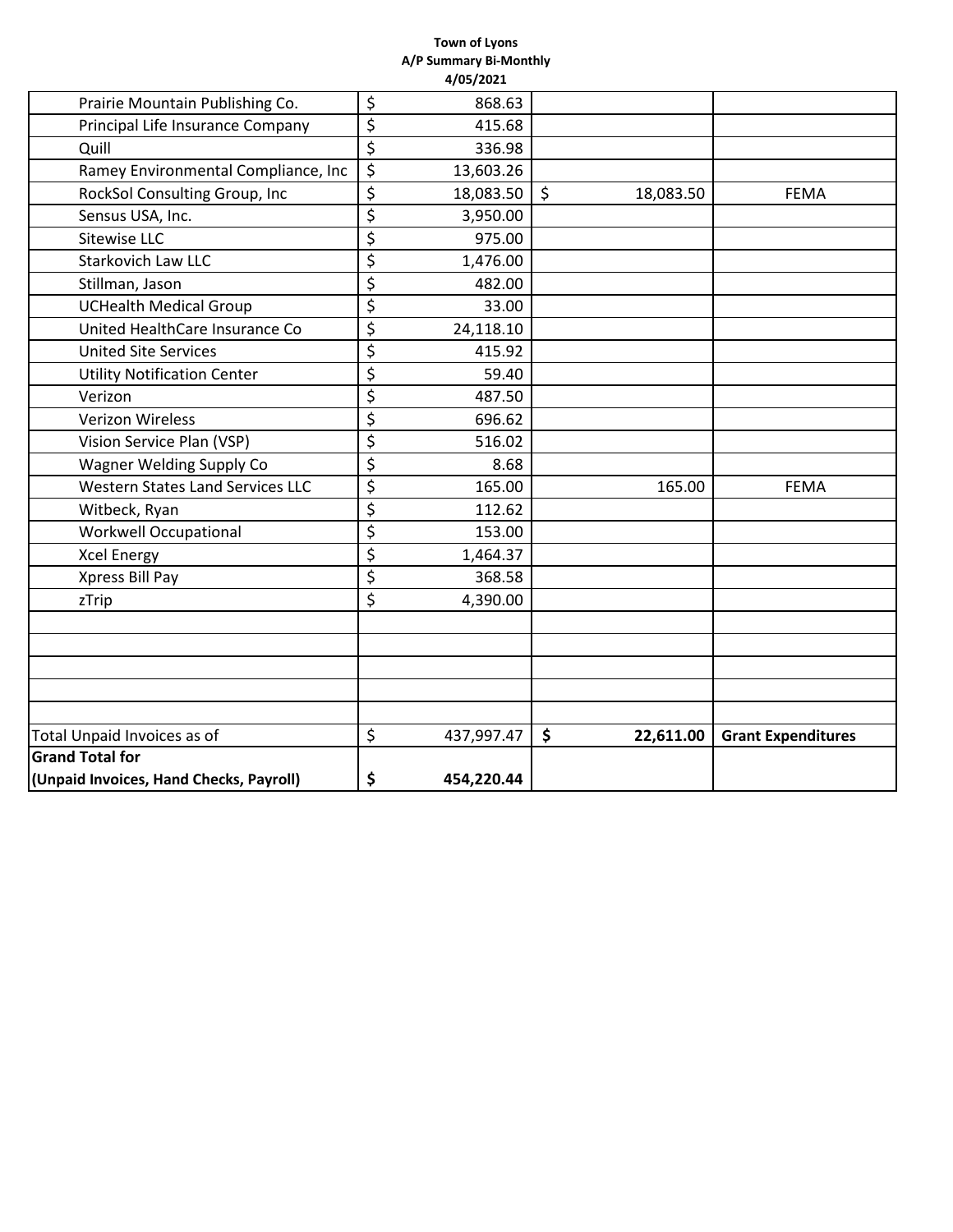**Town of Lyons**
**A/P Summary Bi-Monthly**
**4/05/2021**

| | | | |
|---|---|---|---|
| Prairie Mountain Publishing Co. | $ 868.63 | | |
| Principal Life Insurance Company | $ 415.68 | | |
| Quill | $ 336.98 | | |
| Ramey Environmental Compliance, Inc | $ 13,603.26 | | |
| RockSol Consulting Group, Inc | $ 18,083.50 | $ 18,083.50 | FEMA |
| Sensus USA, Inc. | $ 3,950.00 | | |
| Sitewise LLC | $ 975.00 | | |
| Starkovich Law LLC | $ 1,476.00 | | |
| Stillman, Jason | $ 482.00 | | |
| UCHealth Medical Group | $ 33.00 | | |
| United HealthCare Insurance Co | $ 24,118.10 | | |
| United Site Services | $ 415.92 | | |
| Utility Notification Center | $ 59.40 | | |
| Verizon | $ 487.50 | | |
| Verizon Wireless | $ 696.62 | | |
| Vision Service Plan (VSP) | $ 516.02 | | |
| Wagner Welding Supply Co | $ 8.68 | | |
| Western States Land Services LLC | $ 165.00 | 165.00 | FEMA |
| Witbeck, Ryan | $ 112.62 | | |
| Workwell Occupational | $ 153.00 | | |
| Xcel Energy | $ 1,464.37 | | |
| Xpress Bill Pay | $ 368.58 | | |
| zTrip | $ 4,390.00 | | |
| | | | |
| | | | |
| | | | |
| | | | |
| | | | |
| Total Unpaid Invoices as of | $ 437,997.47 | **$ 22,611.00** | **Grant Expenditures** |
| **Grand Total for (Unpaid Invoices, Hand Checks, Payroll)** | **$ 454,220.44** | | |